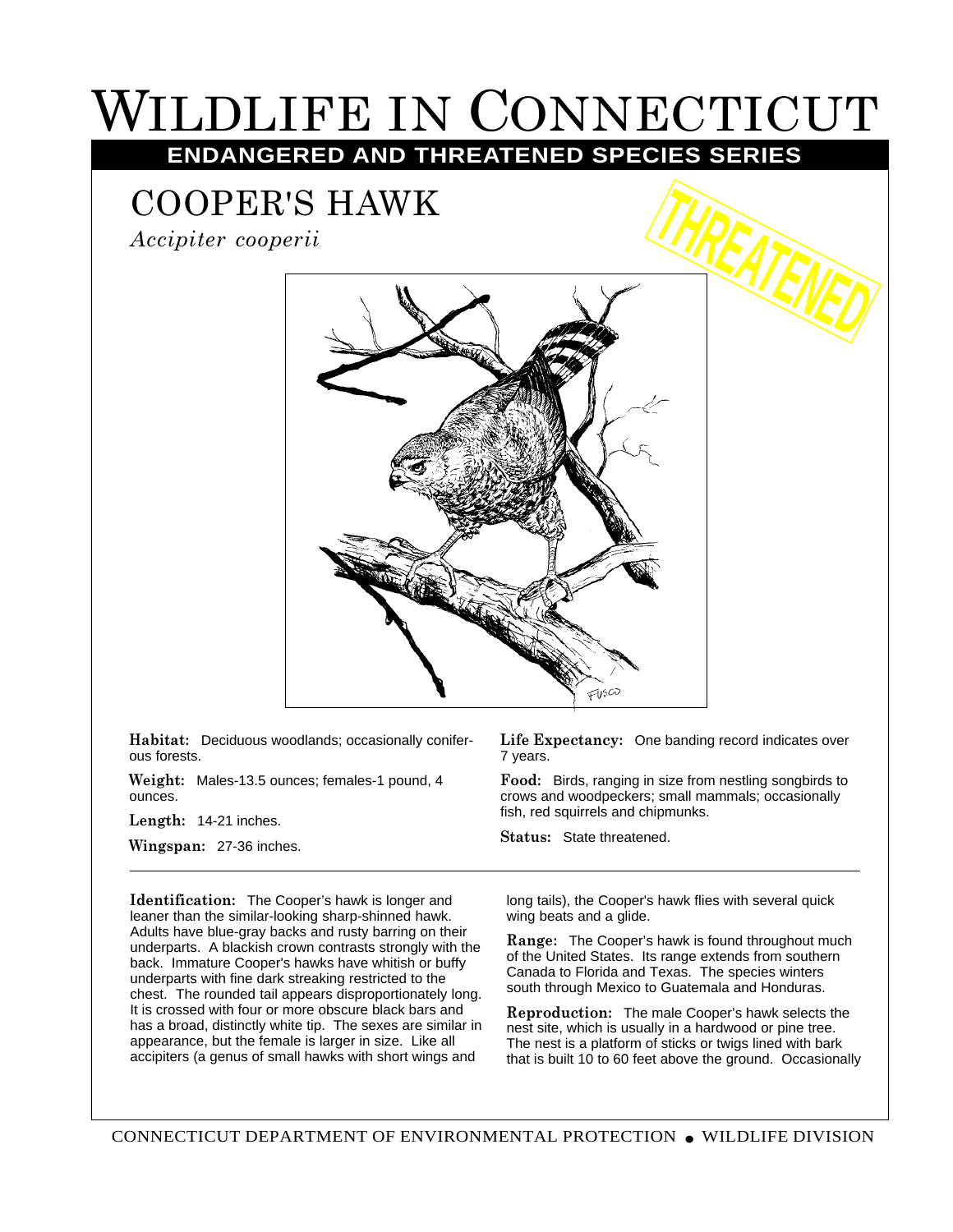# WILDLIFE IN CONNECTICUT

**ENDANGERED AND THREATENED SPECIES SERIES**

## COOPER'S HAWK

*Accipiter cooperii*

THREATENED

**Habitat:** Deciduous woodlands; occasionally coniferous forests.

**Weight:** Males-13.5 ounces; females-1 pound, 4 ounces.

**Length:** 14-21 inches.

**Wingspan:** 27-36 inches.

**Life Expectancy:** One banding record indicates over 7 years.

**Food:** Birds, ranging in size from nestling songbirds to crows and woodpeckers; small mammals; occasionally fish, red squirrels and chipmunks.

**Status:** State threatened.

---

**Identification:** The Cooper's hawk is longer and leaner than the similar-looking sharp-shinned hawk. Adults have blue-gray backs and rusty barring on their underparts. A blackish crown contrasts strongly with the back. Immature Cooper's hawks have whitish or buffy underparts with fine dark streaking restricted to the chest. The rounded tail appears disproportionately long. It is crossed with four or more obscure black bars and has a broad, distinctly white tip. The sexes are similar in appearance, but the female is larger in size. Like all accipiters (a genus of small hawks with short wings and long tails), the Cooper's hawk flies with several quick wing beats and a glide.

**Range:** The Cooper's hawk is found throughout much of the United States. Its range extends from southern Canada to Florida and Texas. The species winters south through Mexico to Guatemala and Honduras.

**Reproduction:** The male Cooper's hawk selects the nest site, which is usually in a hardwood or pine tree. The nest is a platform of sticks or twigs lined with bark that is built 10 to 60 feet above the ground. Occasionally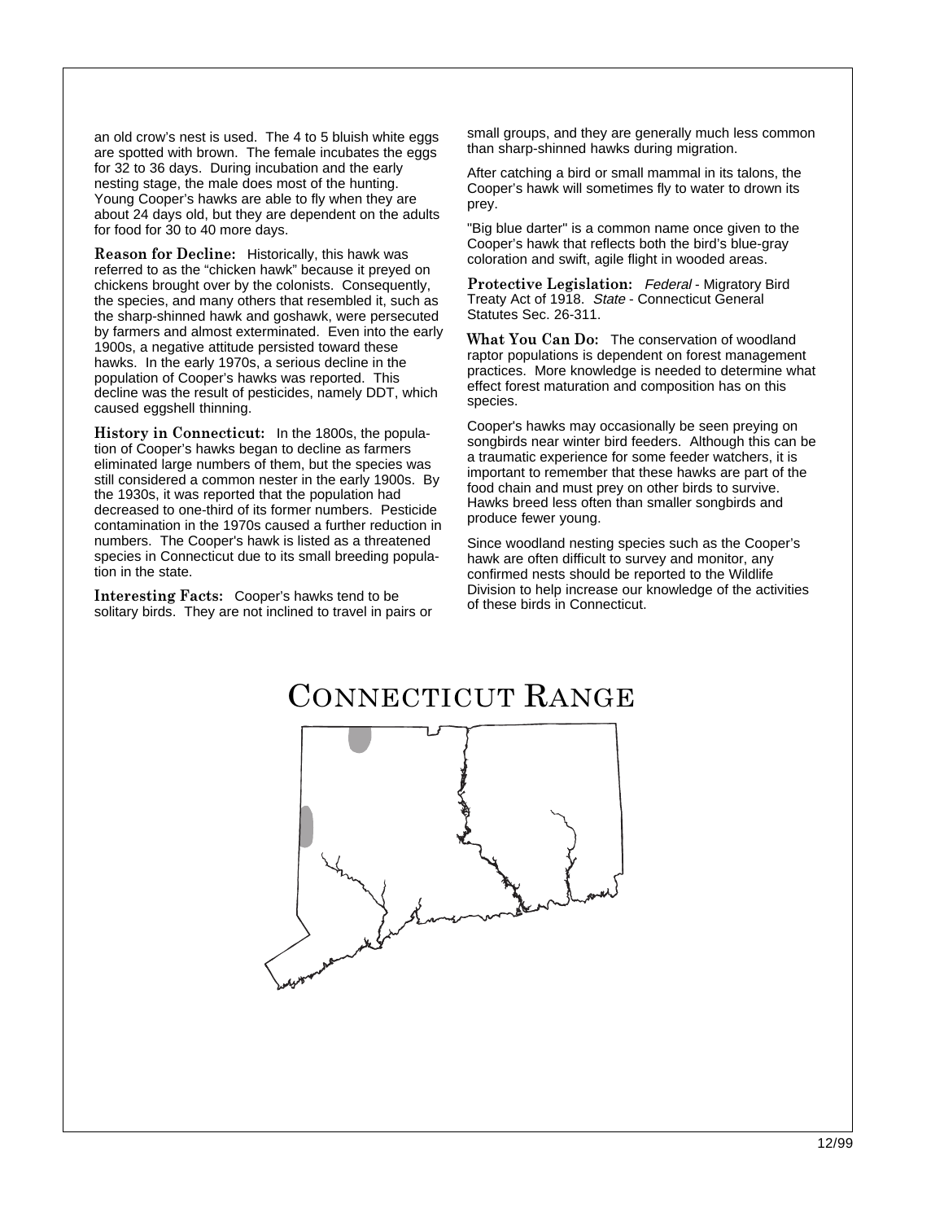an old crow's nest is used. The 4 to 5 bluish white eggs are spotted with brown. The female incubates the eggs for 32 to 36 days. During incubation and the early nesting stage, the male does most of the hunting. Young Cooper's hawks are able to fly when they are about 24 days old, but they are dependent on the adults for food for 30 to 40 more days.

**Reason for Decline:** Historically, this hawk was referred to as the "chicken hawk" because it preyed on chickens brought over by the colonists. Consequently, the species, and many others that resembled it, such as the sharp-shinned hawk and goshawk, were persecuted by farmers and almost exterminated. Even into the early 1900s, a negative attitude persisted toward these hawks. In the early 1970s, a serious decline in the population of Cooper's hawks was reported. This decline was the result of pesticides, namely DDT, which caused eggshell thinning.

**History in Connecticut:** In the 1800s, the population of Cooper's hawks began to decline as farmers eliminated large numbers of them, but the species was still considered a common nester in the early 1900s. By the 1930s, it was reported that the population had decreased to one-third of its former numbers. Pesticide contamination in the 1970s caused a further reduction in numbers. The Cooper's hawk is listed as a threatened species in Connecticut due to its small breeding population in the state.

**Interesting Facts:** Cooper's hawks tend to be solitary birds. They are not inclined to travel in pairs or small groups, and they are generally much less common than sharp-shinned hawks during migration.

After catching a bird or small mammal in its talons, the Cooper's hawk will sometimes fly to water to drown its prey.

"Big blue darter" is a common name once given to the Cooper's hawk that reflects both the bird's blue-gray coloration and swift, agile flight in wooded areas.

**Protective Legislation:** *Federal* - Migratory Bird Treaty Act of 1918. *State* - Connecticut General Statutes Sec. 26-311.

**What You Can Do:** The conservation of woodland raptor populations is dependent on forest management practices. More knowledge is needed to determine what effect forest maturation and composition has on this species.

Cooper's hawks may occasionally be seen preying on songbirds near winter bird feeders. Although this can be a traumatic experience for some feeder watchers, it is important to remember that these hawks are part of the food chain and must prey on other birds to survive. Hawks breed less often than smaller songbirds and produce fewer young.

Since woodland nesting species such as the Cooper's hawk are often difficult to survey and monitor, any confirmed nests should be reported to the Wildlife Division to help increase our knowledge of the activities of these birds in Connecticut.

## Connecticut Range

12/99